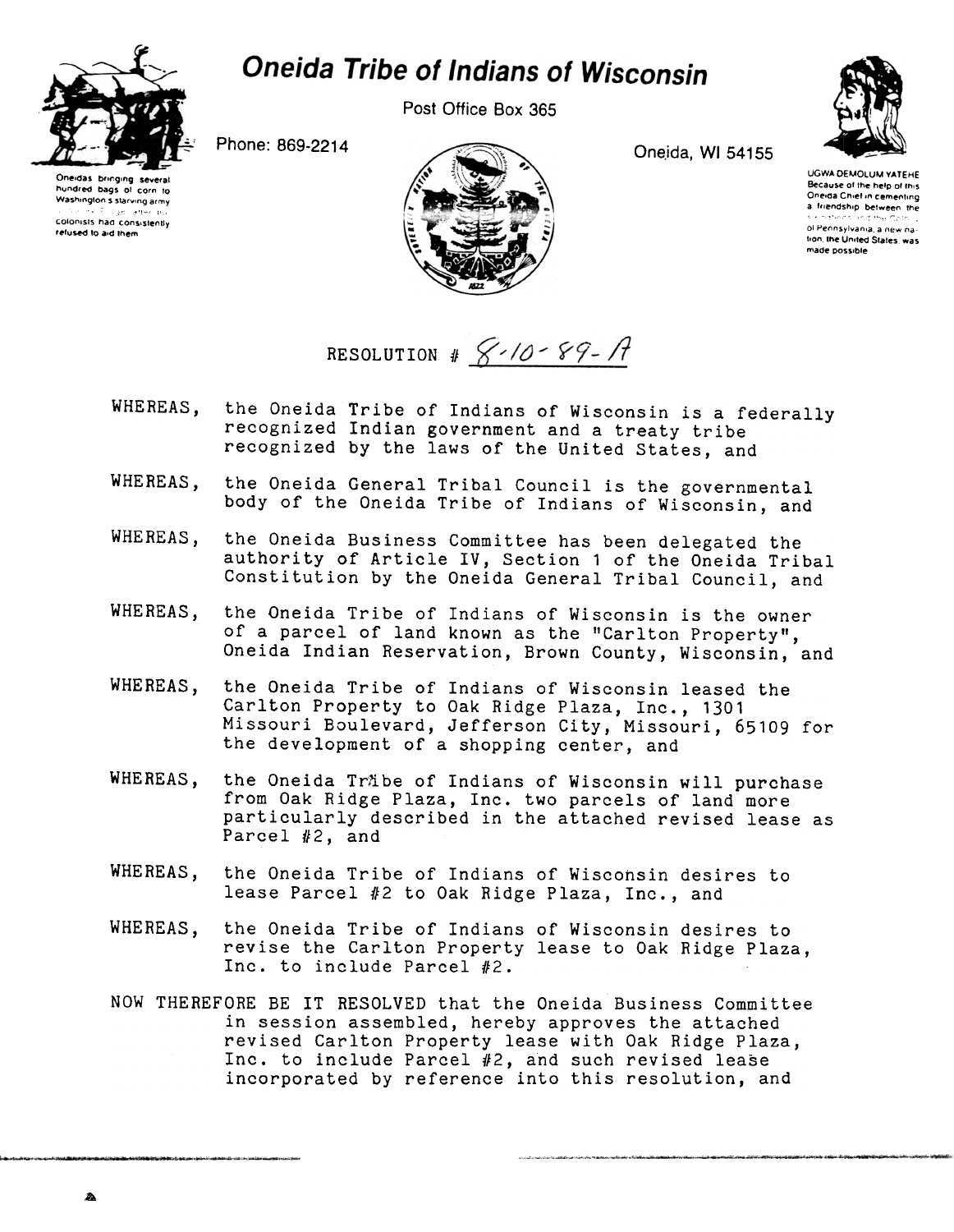# Oneida Tribe of Indians of Wisconsin

Post Office Box 365

Phone: 869-2214

Oneida, WI 54155

Oneidas bringing several hundred bags of corn to Washington's starving army at Valley Forge, after the colonists had consistently refused to aid them

UGWA DEMOLUM YATEHE
Because of the help of this Oneida Chief in cementing a friendship between the six nations and the Colony of Pennsylvania, a new nation, the United States, was made possible

RESOLUTION # 8-10-89-A

WHEREAS, the Oneida Tribe of Indians of Wisconsin is a federally recognized Indian government and a treaty tribe recognized by the laws of the United States, and

WHEREAS, the Oneida General Tribal Council is the governmental body of the Oneida Tribe of Indians of Wisconsin, and

WHEREAS, the Oneida Business Committee has been delegated the authority of Article IV, Section 1 of the Oneida Tribal Constitution by the Oneida General Tribal Council, and

WHEREAS, the Oneida Tribe of Indians of Wisconsin is the owner of a parcel of land known as the "Carlton Property", Oneida Indian Reservation, Brown County, Wisconsin, and

WHEREAS, the Oneida Tribe of Indians of Wisconsin leased the Carlton Property to Oak Ridge Plaza, Inc., 1301 Missouri Boulevard, Jefferson City, Missouri, 65109 for the development of a shopping center, and

WHEREAS, the Oneida Tribe of Indians of Wisconsin will purchase from Oak Ridge Plaza, Inc. two parcels of land more particularly described in the attached revised lease as Parcel #2, and

WHEREAS, the Oneida Tribe of Indians of Wisconsin desires to lease Parcel #2 to Oak Ridge Plaza, Inc., and

WHEREAS, the Oneida Tribe of Indians of Wisconsin desires to revise the Carlton Property lease to Oak Ridge Plaza, Inc. to include Parcel #2.

NOW THEREFORE BE IT RESOLVED that the Oneida Business Committee in session assembled, hereby approves the attached revised Carlton Property lease with Oak Ridge Plaza, Inc. to include Parcel #2, and such revised lease incorporated by reference into this resolution, and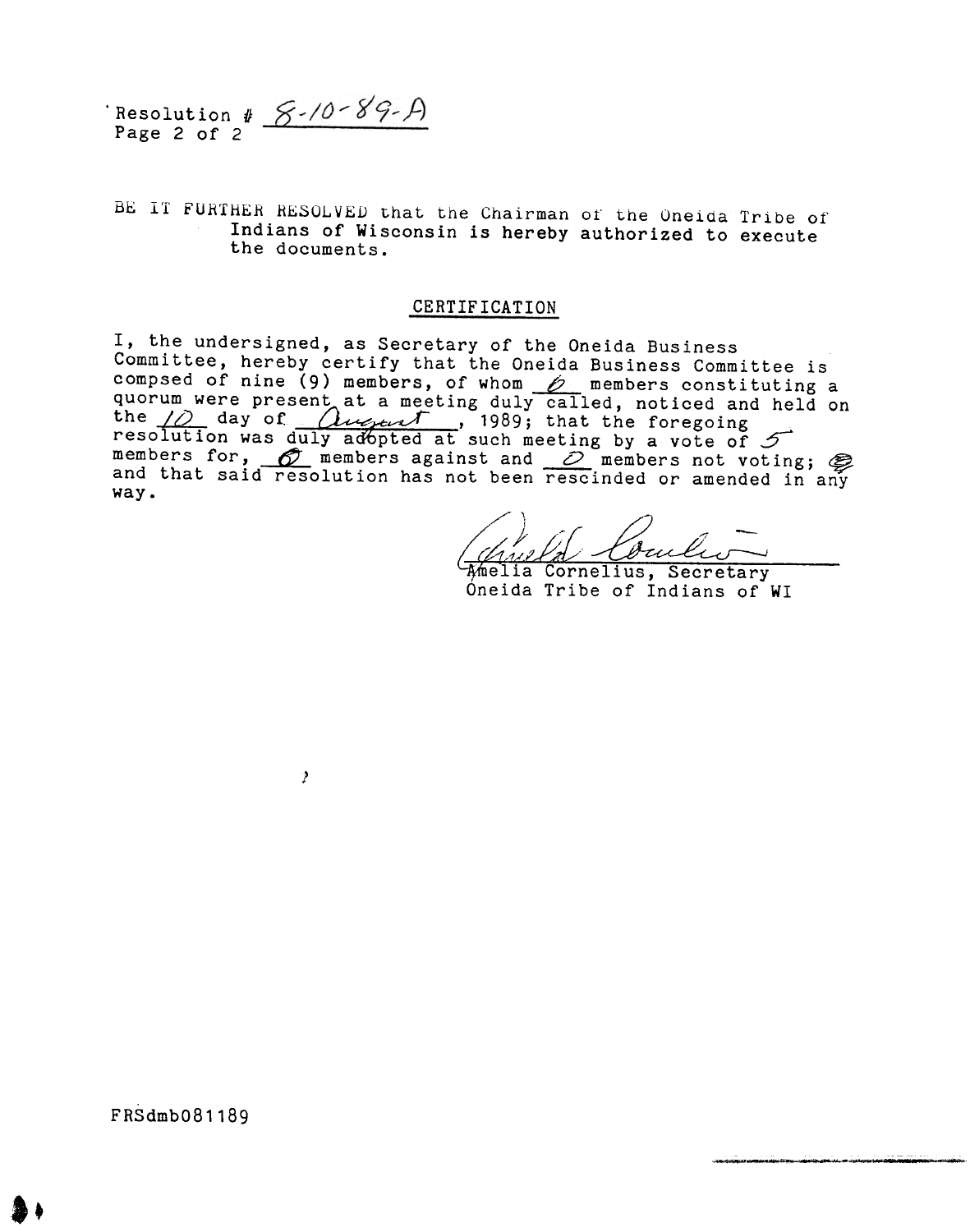Resolution # 8-10-89-A

BE IT FURTHER RESOLVED that the Chairman of the Oneida Tribe of Indians of Wisconsin is hereby authorized to execute the documents.

## CERTIFICATION

I, the undersigned, as Secretary of the Oneida Business Committee, hereby certify that the Oneida Business Committee is compsed of nine (9) members, of whom 6 members constituting a quorum were present at a meeting duly called, noticed and held on the 10 day of August, 1989; that the foregoing resolution was duly adopted at such meeting by a vote of 5 members for, 0 members against and 0 members not voting; and that said resolution has not been rescinded or amended in any way.

Amelia Cornelius, Secretary
Oneida Tribe of Indians of WI

FRSdmb081189